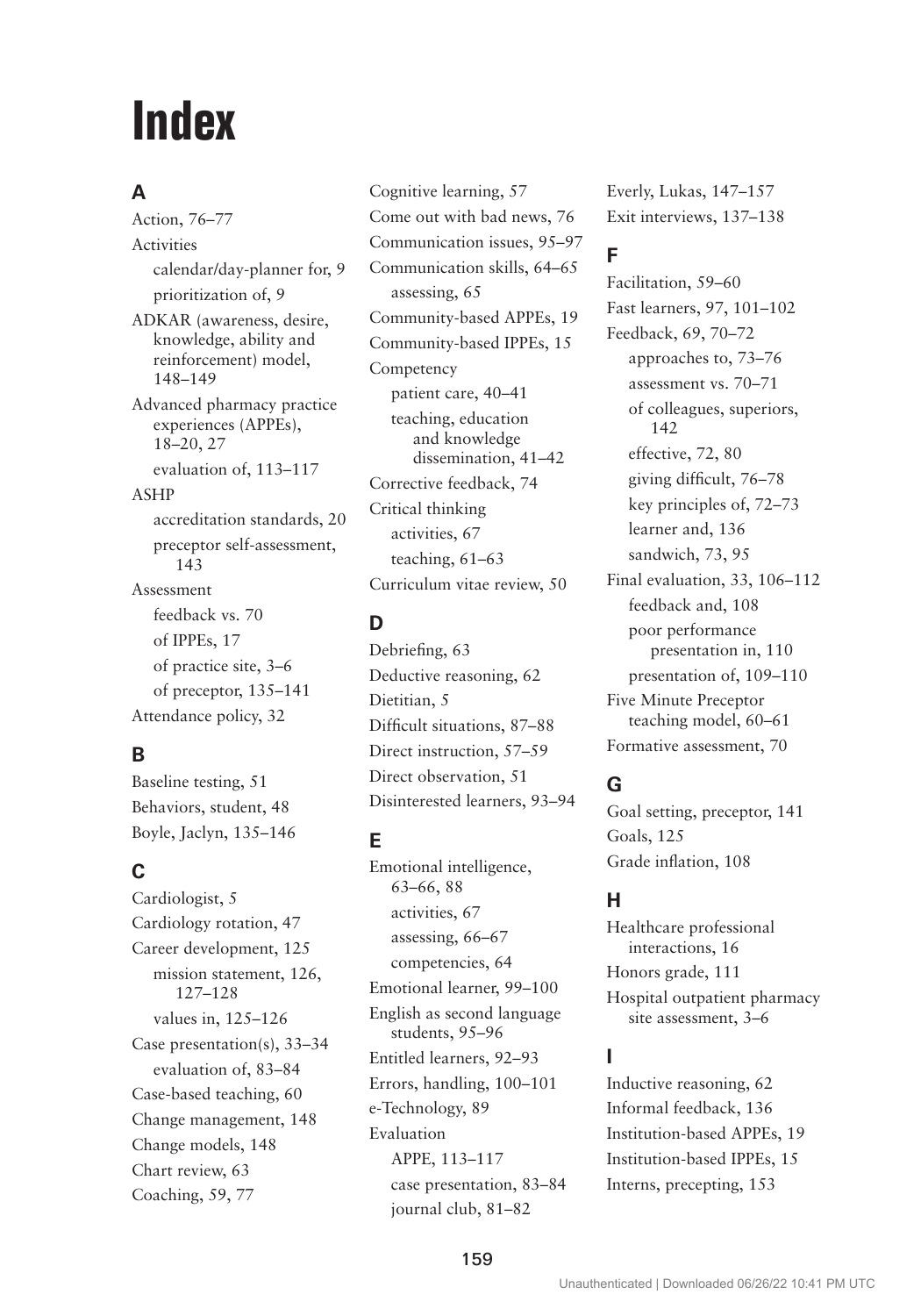# Index

## A

Action, 76–77
Activities
- calendar/day-planner for, 9
- prioritization of, 9

ADKAR (awareness, desire, knowledge, ability and reinforcement) model, 148–149
Advanced pharmacy practice experiences (APPEs), 18–20, 27
- evaluation of, 113–117

ASHP
- accreditation standards, 20
- preceptor self-assessment, 143

Assessment
- feedback vs. 70
- of IPPEs, 17
- of practice site, 3–6
- of preceptor, 135–141

Attendance policy, 32

## B

Baseline testing, 51
Behaviors, student, 48
Boyle, Jaclyn, 135–146

## C

Cardiologist, 5
Cardiology rotation, 47
Career development, 125
- mission statement, 126, 127–128
- values in, 125–126

Case presentation(s), 33–34
- evaluation of, 83–84

Case-based teaching, 60
Change management, 148
Change models, 148
Chart review, 63
Coaching, 59, 77
Cognitive learning, 57
Come out with bad news, 76
Communication issues, 95–97
Communication skills, 64–65
- assessing, 65

Community-based APPEs, 19
Community-based IPPEs, 15
Competency
- patient care, 40–41
- teaching, education and knowledge dissemination, 41–42

Corrective feedback, 74
Critical thinking
- activities, 67
- teaching, 61–63

Curriculum vitae review, 50

## D

Debriefing, 63
Deductive reasoning, 62
Dietitian, 5
Difficult situations, 87–88
Direct instruction, 57–59
Direct observation, 51
Disinterested learners, 93–94

## E

Emotional intelligence, 63–66, 88
- activities, 67
- assessing, 66–67
- competencies, 64

Emotional learner, 99–100
English as second language students, 95–96
Entitled learners, 92–93
Errors, handling, 100–101
e-Technology, 89
Evaluation
- APPE, 113–117
- case presentation, 83–84
- journal club, 81–82

Everly, Lukas, 147–157
Exit interviews, 137–138

## F

Facilitation, 59–60
Fast learners, 97, 101–102
Feedback, 69, 70–72
- approaches to, 73–76
- assessment vs. 70–71
- of colleagues, superiors, 142
- effective, 72, 80
- giving difficult, 76–78
- key principles of, 72–73
- learner and, 136
- sandwich, 73, 95

Final evaluation, 33, 106–112
- feedback and, 108
- poor performance presentation in, 110
- presentation of, 109–110

Five Minute Preceptor teaching model, 60–61
Formative assessment, 70

## G

Goal setting, preceptor, 141
Goals, 125
Grade inflation, 108

## H

Healthcare professional interactions, 16
Honors grade, 111
Hospital outpatient pharmacy site assessment, 3–6

## I

Inductive reasoning, 62
Informal feedback, 136
Institution-based APPEs, 19
Institution-based IPPEs, 15
Interns, precepting, 153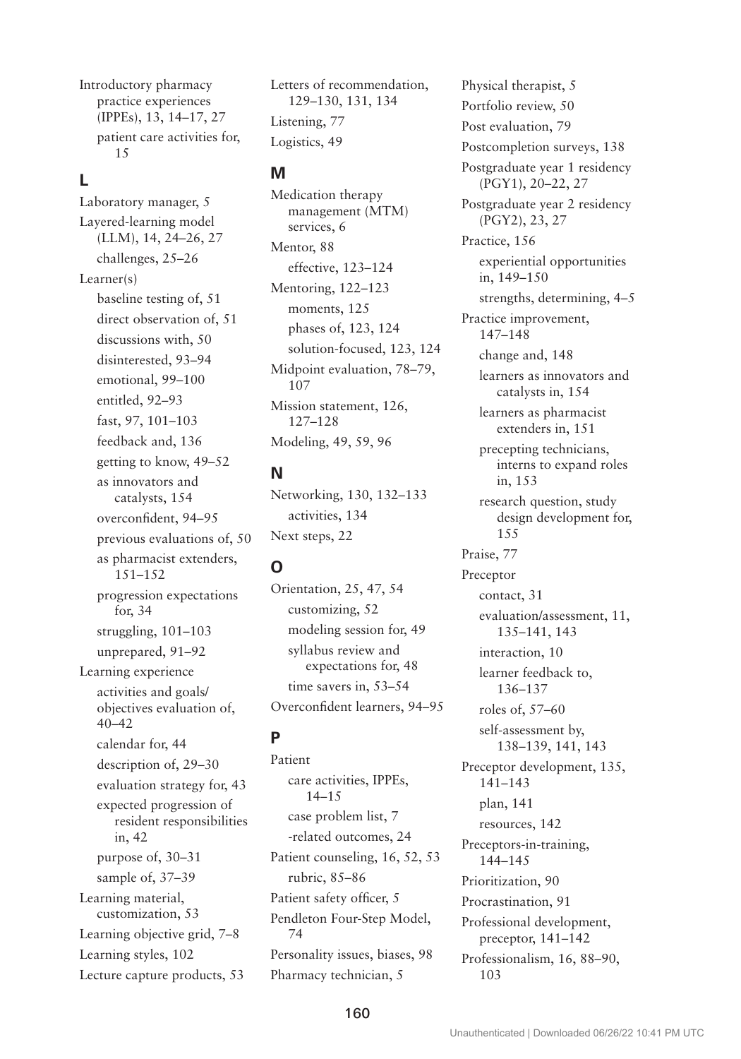Introductory pharmacy practice experiences (IPPEs), 13, 14–17, 27
- patient care activities for, 15

## L

Laboratory manager, 5

Layered-learning model (LLM), 14, 24–26, 27
- challenges, 25–26

Learner(s)
- baseline testing of, 51
- direct observation of, 51
- discussions with, 50
- disinterested, 93–94
- emotional, 99–100
- entitled, 92–93
- fast, 97, 101–103
- feedback and, 136
- getting to know, 49–52
- as innovators and catalysts, 154
- overconfident, 94–95
- previous evaluations of, 50
- as pharmacist extenders, 151–152
- progression expectations for, 34
- struggling, 101–103
- unprepared, 91–92

Learning experience
- activities and goals/objectives evaluation of, 40–42
- calendar for, 44
- description of, 29–30
- evaluation strategy for, 43
- expected progression of resident responsibilities in, 42
- purpose of, 30–31
- sample of, 37–39

Learning material, customization, 53

Learning objective grid, 7–8

Learning styles, 102

Lecture capture products, 53

Letters of recommendation, 129–130, 131, 134

Listening, 77

Logistics, 49

## M

Medication therapy management (MTM) services, 6

Mentor, 88
- effective, 123–124

Mentoring, 122–123
- moments, 125
- phases of, 123, 124
- solution-focused, 123, 124

Midpoint evaluation, 78–79, 107

Mission statement, 126, 127–128

Modeling, 49, 59, 96

## N

Networking, 130, 132–133
- activities, 134

Next steps, 22

## O

Orientation, 25, 47, 54
- customizing, 52
- modeling session for, 49
- syllabus review and expectations for, 48
- time savers in, 53–54

Overconfident learners, 94–95

## P

Patient
- care activities, IPPEs, 14–15
- case problem list, 7
- -related outcomes, 24

Patient counseling, 16, 52, 53
- rubric, 85–86

Patient safety officer, 5

Pendleton Four-Step Model, 74

Personality issues, biases, 98

Pharmacy technician, 5

Physical therapist, 5

Portfolio review, 50

Post evaluation, 79

Postcompletion surveys, 138

Postgraduate year 1 residency (PGY1), 20–22, 27

Postgraduate year 2 residency (PGY2), 23, 27

Practice, 156
- experiential opportunities in, 149–150
- strengths, determining, 4–5

Practice improvement, 147–148
- change and, 148
- learners as innovators and catalysts in, 154
- learners as pharmacist extenders in, 151
- precepting technicians, interns to expand roles in, 153
- research question, study design development for, 155

Praise, 77

Preceptor
- contact, 31
- evaluation/assessment, 11, 135–141, 143
- interaction, 10
- learner feedback to, 136–137
- roles of, 57–60
- self-assessment by, 138–139, 141, 143

Preceptor development, 135, 141–143
- plan, 141
- resources, 142

Preceptors-in-training, 144–145

Prioritization, 90

Procrastination, 91

Professional development, preceptor, 141–142

Professionalism, 16, 88–90, 103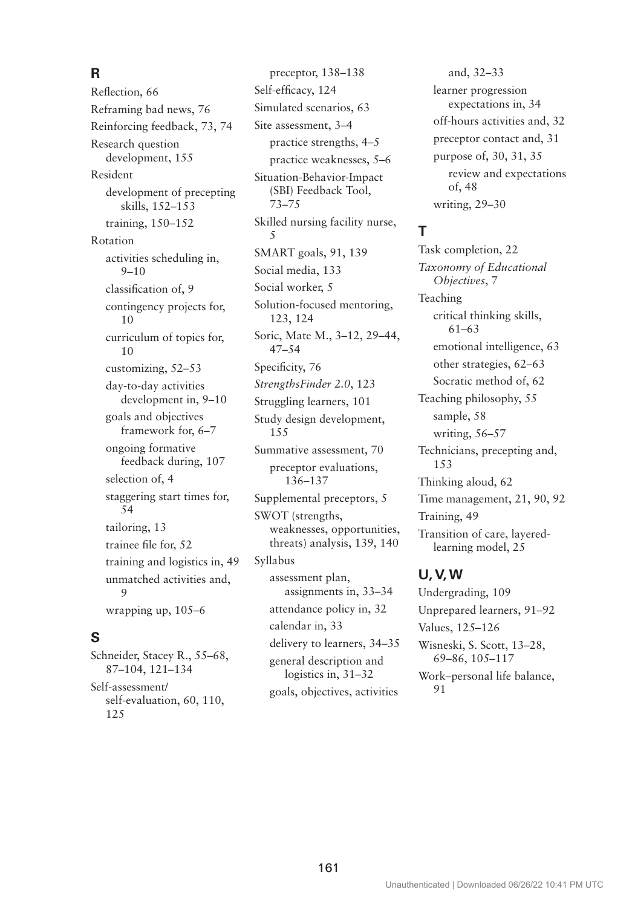## R

Reflection, 66
Reframing bad news, 76
Reinforcing feedback, 73, 74
Research question development, 155
Resident
  development of precepting skills, 152–153
  training, 150–152
Rotation
  activities scheduling in, 9–10
  classification of, 9
  contingency projects for, 10
  curriculum of topics for, 10
  customizing, 52–53
  day-to-day activities development in, 9–10
  goals and objectives framework for, 6–7
  ongoing formative feedback during, 107
  selection of, 4
  staggering start times for, 54
  tailoring, 13
  trainee file for, 52
  training and logistics in, 49
  unmatched activities and, 9
  wrapping up, 105–6

## S

Schneider, Stacey R., 55–68, 87–104, 121–134
Self-assessment/self-evaluation, 60, 110, 125
  preceptor, 138–138
Self-efficacy, 124
Simulated scenarios, 63
Site assessment, 3–4
  practice strengths, 4–5
  practice weaknesses, 5–6
Situation-Behavior-Impact (SBI) Feedback Tool, 73–75
Skilled nursing facility nurse, 5
SMART goals, 91, 139
Social media, 133
Social worker, 5
Solution-focused mentoring, 123, 124
Soric, Mate M., 3–12, 29–44, 47–54
Specificity, 76
*StrengthsFinder 2.0*, 123
Struggling learners, 101
Study design development, 155
Summative assessment, 70
  preceptor evaluations, 136–137
Supplemental preceptors, 5
SWOT (strengths, weaknesses, opportunities, threats) analysis, 139, 140
Syllabus
  assessment plan, assignments in, 33–34
  attendance policy in, 32
  calendar in, 33
  delivery to learners, 34–35
  general description and logistics in, 31–32
  goals, objectives, activities and, 32–33
  learner progression expectations in, 34
  off-hours activities and, 32
  preceptor contact and, 31
  purpose of, 30, 31, 35
    review and expectations of, 48
  writing, 29–30

## T

Task completion, 22
*Taxonomy of Educational Objectives*, 7
Teaching
  critical thinking skills, 61–63
  emotional intelligence, 63
  other strategies, 62–63
  Socratic method of, 62
Teaching philosophy, 55
  sample, 58
  writing, 56–57
Technicians, precepting and, 153
Thinking aloud, 62
Time management, 21, 90, 92
Training, 49
Transition of care, layered-learning model, 25

## U, V, W

Undergrading, 109
Unprepared learners, 91–92
Values, 125–126
Wisneski, S. Scott, 13–28, 69–86, 105–117
Work–personal life balance, 91